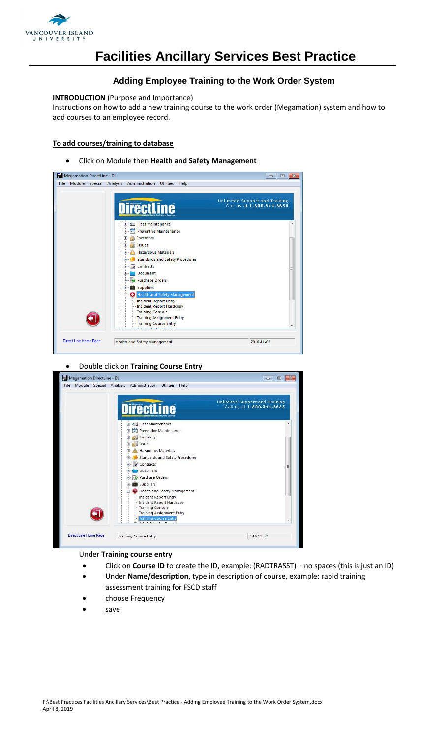# Facilities Ancillary Services Best Practice

## Adding Employee Training to the Work Order System

**INTRODUCTION** (Purpose and Importance)
Instructions on how to add a new training course to the work order (Megamation) system and how to add courses to an employee record.

**To add courses/training to database**

- Click on Module then **Health and Safety Management**

- Double click on **Training Course Entry**

Under **Training course entry**

- Click on **Course ID** to create the ID, example: (RADTRASST) – no spaces (this is just an ID)
- Under **Name/description**, type in description of course, example: rapid training assessment training for FSCD staff
- choose Frequency
- save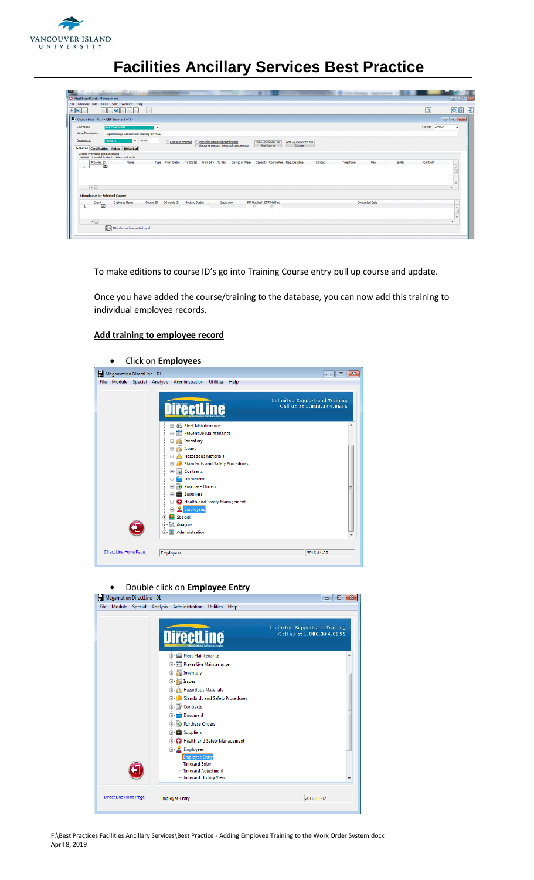# Facilities Ancillary Services Best Practice

To make editions to course ID's go into Training Course entry pull up course and update.

Once you have added the course/training to the database, you can now add this training to individual employee records.

**Add training to employee record**

- Click on **Employees**

- Double click on **Employee Entry**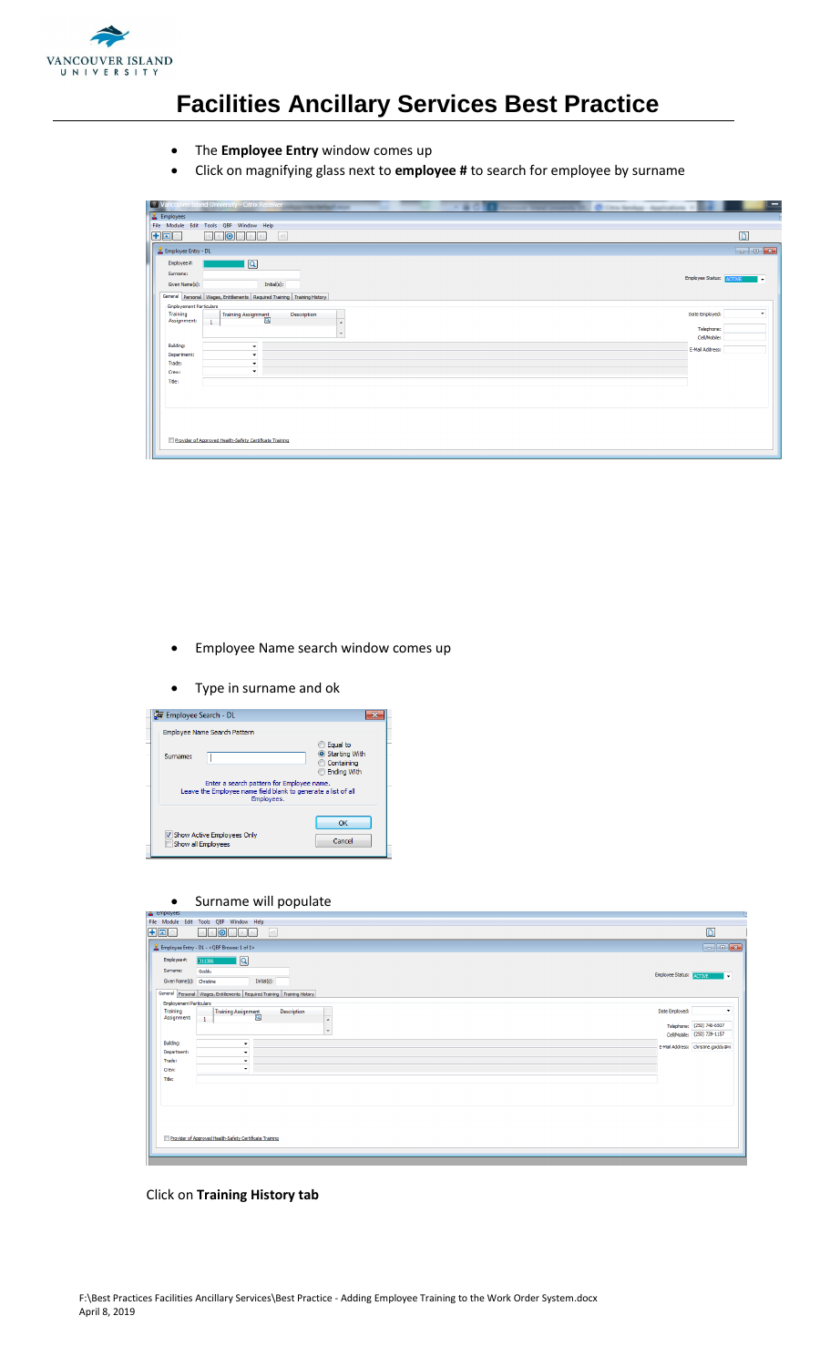# Facilities Ancillary Services Best Practice

- The **Employee Entry** window comes up
- Click on magnifying glass next to **employee #** to search for employee by surname

- Employee Name search window comes up
- Type in surname and ok

- Surname will populate

Click on **Training History tab**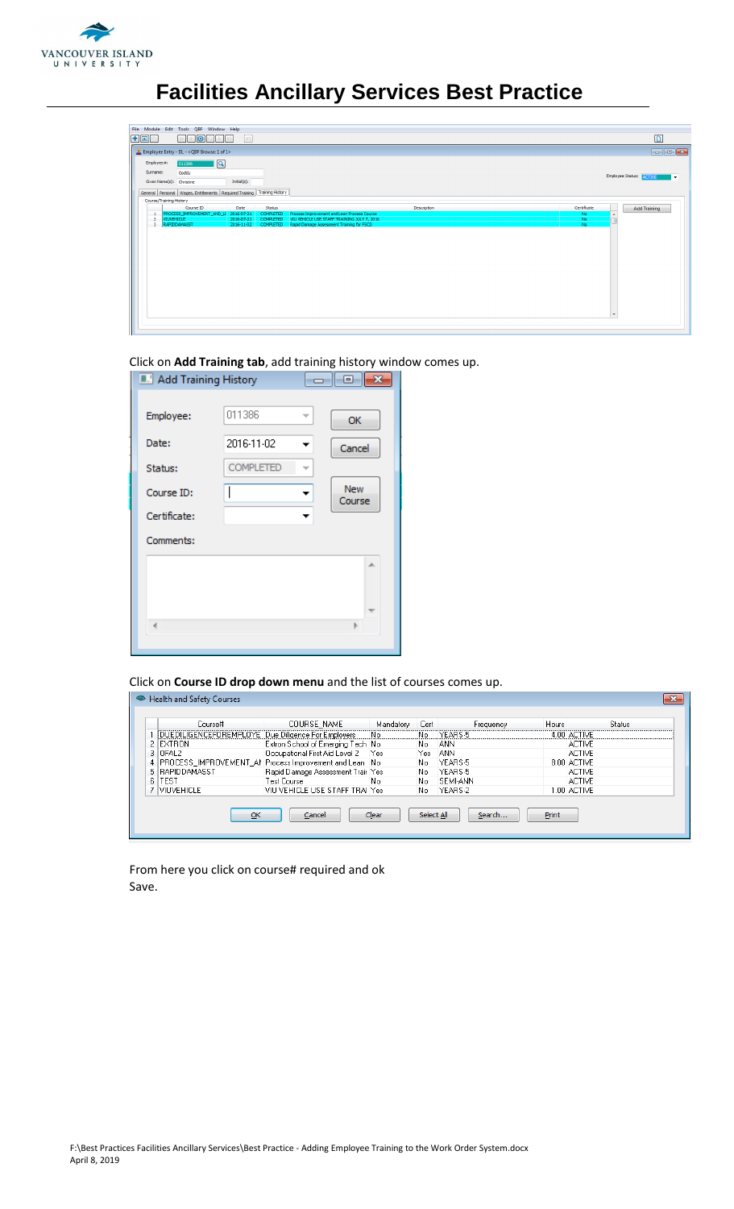# Facilities Ancillary Services Best Practice

Click on **Add Training tab**, add training history window comes up.

Click on **Course ID drop down menu** and the list of courses comes up.

From here you click on course# required and ok

Save.

F:\Best Practices Facilities Ancillary Services\Best Practice - Adding Employee Training to the Work Order System.docx

April 8, 2019